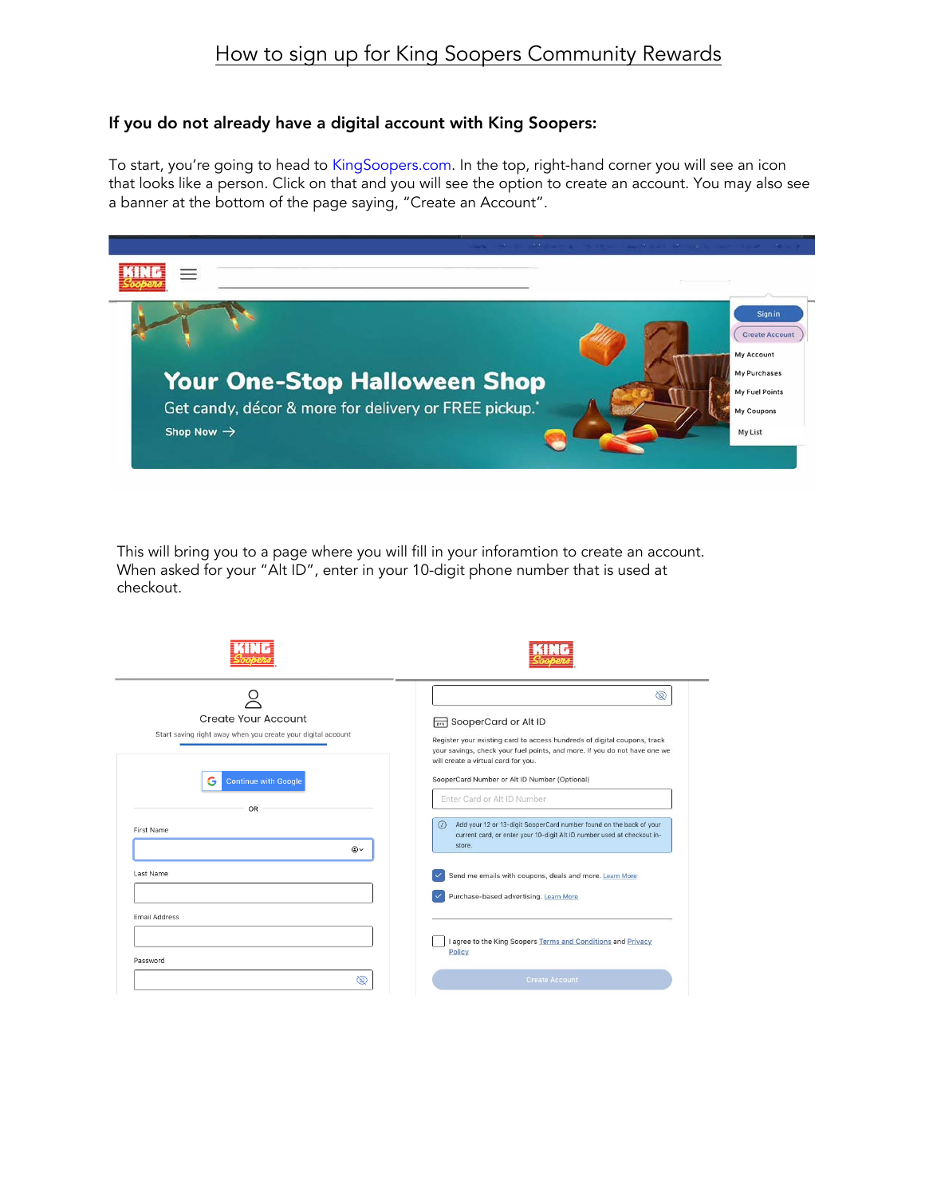# How to sign up for King Soopers Community Rewards

## If you do not already have a digital account with King Soopers:

To start, you're going to head to KingSoopers.com. In the top, right-hand corner you will see an icon that looks like a person. Click on that and you will see the option to create an account. You may also see a banner at the bottom of the page saying, "Create an Account".

This will bring you to a page where you will fill in your inforamtion to create an account. When asked for your "Alt ID", enter in your 10-digit phone number that is used at checkout.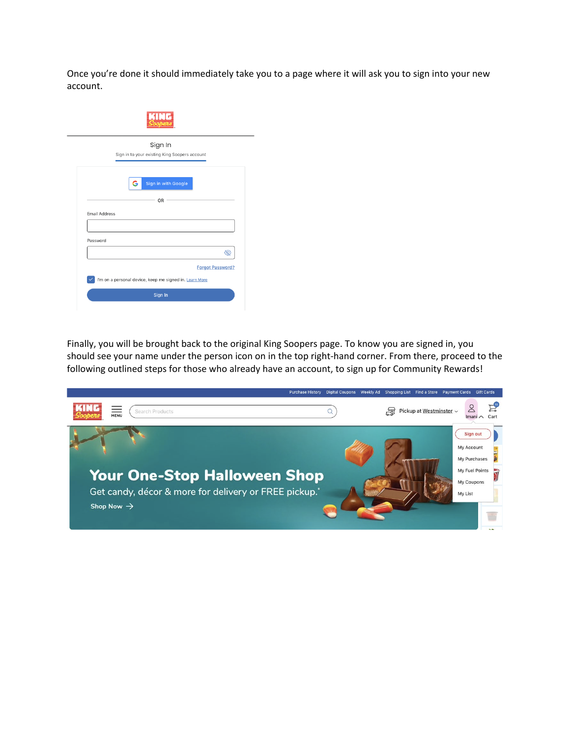Once you're done it should immediately take you to a page where it will ask you to sign into your new account.

Finally, you will be brought back to the original King Soopers page. To know you are signed in, you should see your name under the person icon on in the top right-hand corner. From there, proceed to the following outlined steps for those who already have an account, to sign up for Community Rewards!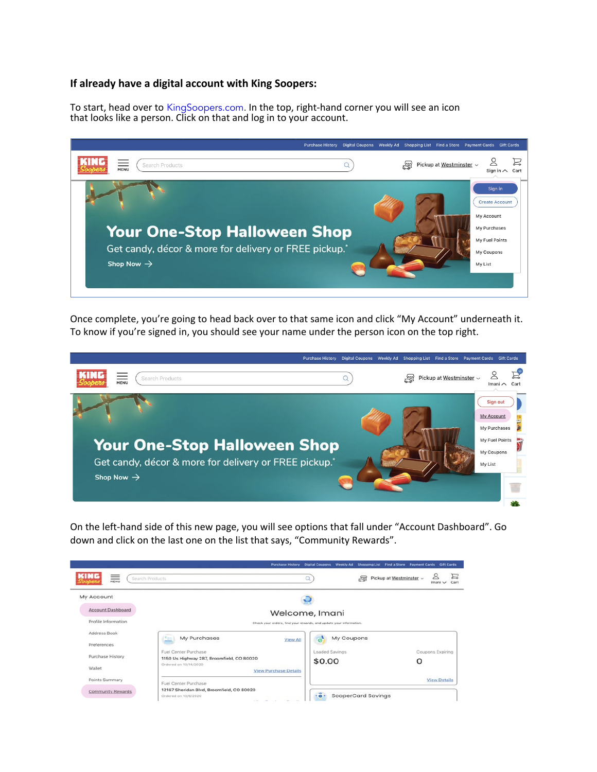**If already have a digital account with King Soopers:**

To start, head over to KingSoopers.com. In the top, right-hand corner you will see an icon that looks like a person. Click on that and log in to your account.

Once complete, you're going to head back over to that same icon and click "My Account" underneath it. To know if you're signed in, you should see your name under the person icon on the top right.

On the left-hand side of this new page, you will see options that fall under "Account Dashboard". Go down and click on the last one on the list that says, "Community Rewards".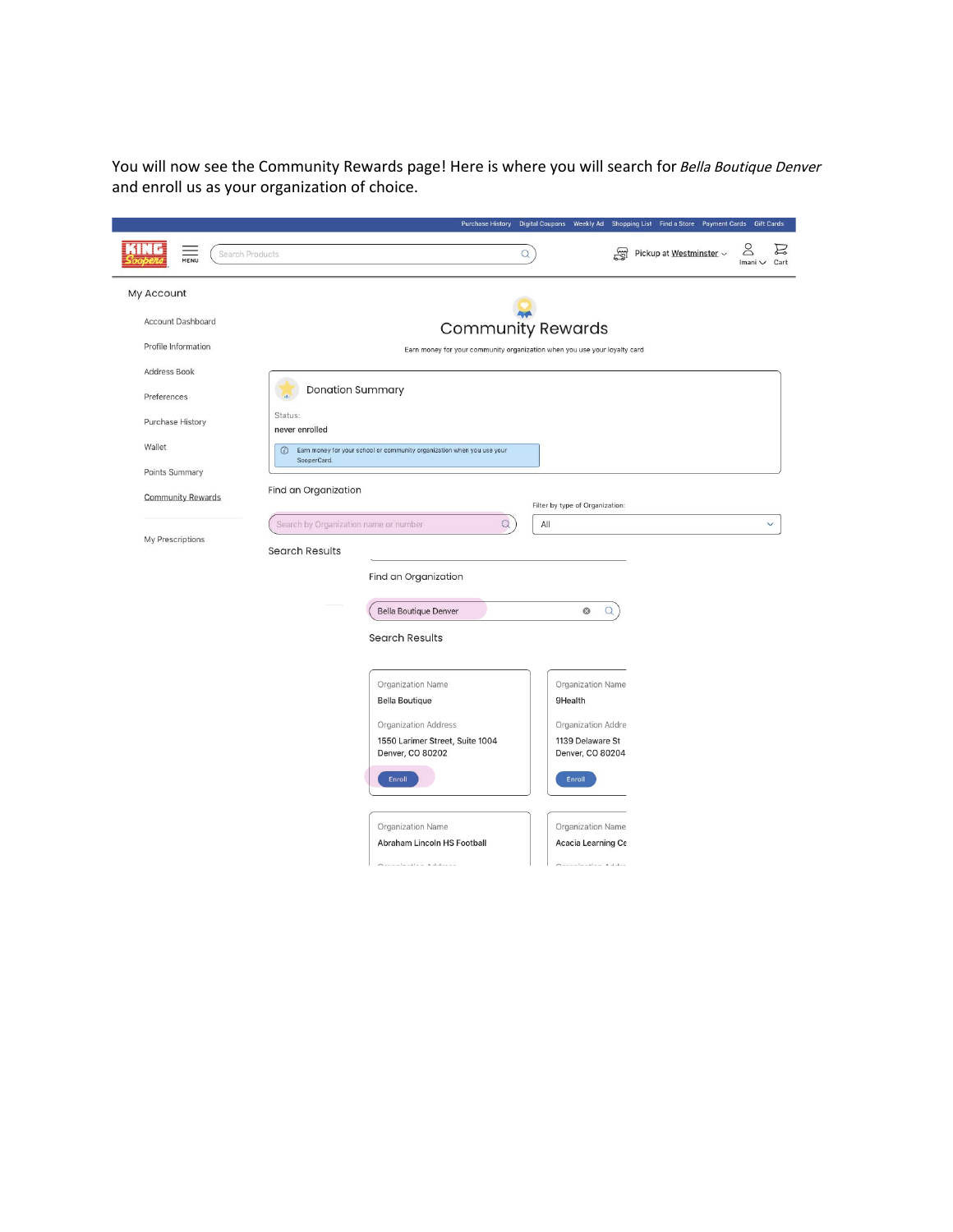You will now see the Community Rewards page! Here is where you will search for *Bella Boutique Denver* and enroll us as your organization of choice.

Purchase History | Digital Coupons | Weekly Ad | Shopping List | Find a Store | Payment Cards | Gift Cards

KING Soopers | MENU | Search Products | Pickup at Westminster | Imani | Cart

**My Account**

- Account Dashboard
- Profile Information
- Address Book
- Preferences
- Purchase History
- Wallet
- Points Summary
- Community Rewards
- My Prescriptions

## Community Rewards

Earn money for your community organization when you use your loyalty card

**Donation Summary**

Status:

never enrolled

Earn money for your school or community organization when you use your SooperCard.

Find an Organization

Search by Organization name or number

Filter by type of Organization: All

Search Results

Find an Organization

Bella Boutique Denver

Search Results

| Organization Name | Organization Name |
| --- | --- |
| Bella Boutique | 9Health |
| Organization Address | Organization Addre |
| 1550 Larimer Street, Suite 1004<br>Denver, CO 80202 | 1139 Delaware St<br>Denver, CO 80204 |
| Enroll | Enroll |

| Organization Name | Organization Name |
| --- | --- |
| Abraham Lincoln HS Football | Acacia Learning Ce |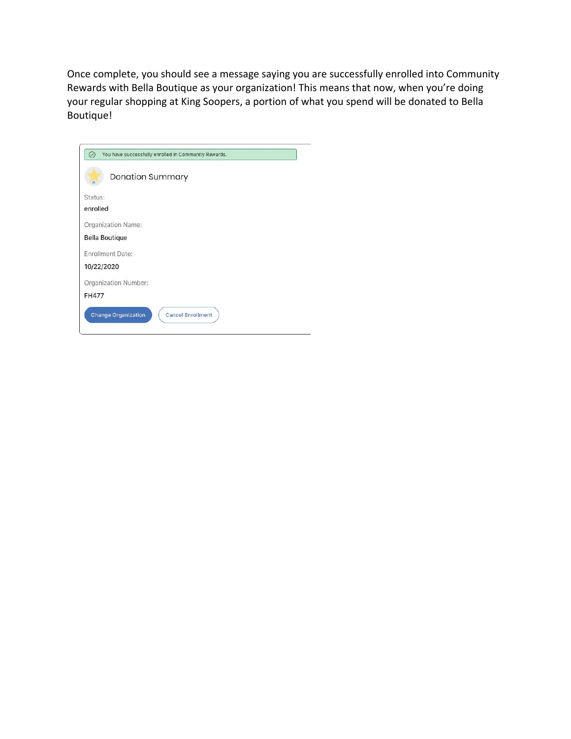Once complete, you should see a message saying you are successfully enrolled into Community Rewards with Bella Boutique as your organization! This means that now, when you're doing your regular shopping at King Soopers, a portion of what you spend will be donated to Bella Boutique!

You have successfully enrolled in Community Rewards.

Donation Summary

Status:
enrolled

Organization Name:
Bella Boutique

Enrollment Date:
10/22/2020

Organization Number:
FH477

Change Organization

Cancel Enrollment